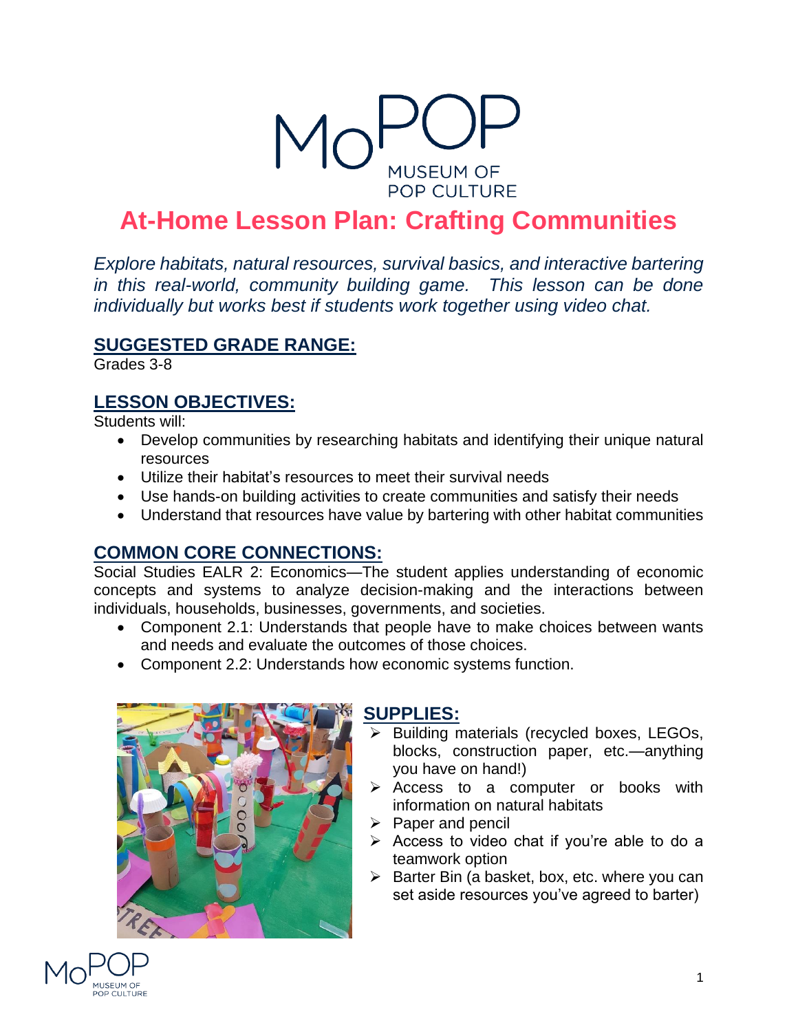# At-Home Lesson Plan: Crafting Communities

*Explore habitats, natural resources, survival basics, and interactive bartering in this real-world, community building game. This lesson can be done individually but works best if students work together using video chat.*

## SUGGESTED GRADE RANGE:

Grades 3-8

## LESSON OBJECTIVES:

Students will:

- Develop communities by researching habitats and identifying their unique natural resources
- Utilize their habitat's resources to meet their survival needs
- Use hands-on building activities to create communities and satisfy their needs
- Understand that resources have value by bartering with other habitat communities

## COMMON CORE CONNECTIONS:

Social Studies EALR 2: Economics—The student applies understanding of economic concepts and systems to analyze decision-making and the interactions between individuals, households, businesses, governments, and societies.

- Component 2.1: Understands that people have to make choices between wants and needs and evaluate the outcomes of those choices.
- Component 2.2: Understands how economic systems function.

## SUPPLIES:

- Building materials (recycled boxes, LEGOs, blocks, construction paper, etc.—anything you have on hand!)
- Access to a computer or books with information on natural habitats
- Paper and pencil
- Access to video chat if you're able to do a teamwork option
- Barter Bin (a basket, box, etc. where you can set aside resources you've agreed to barter)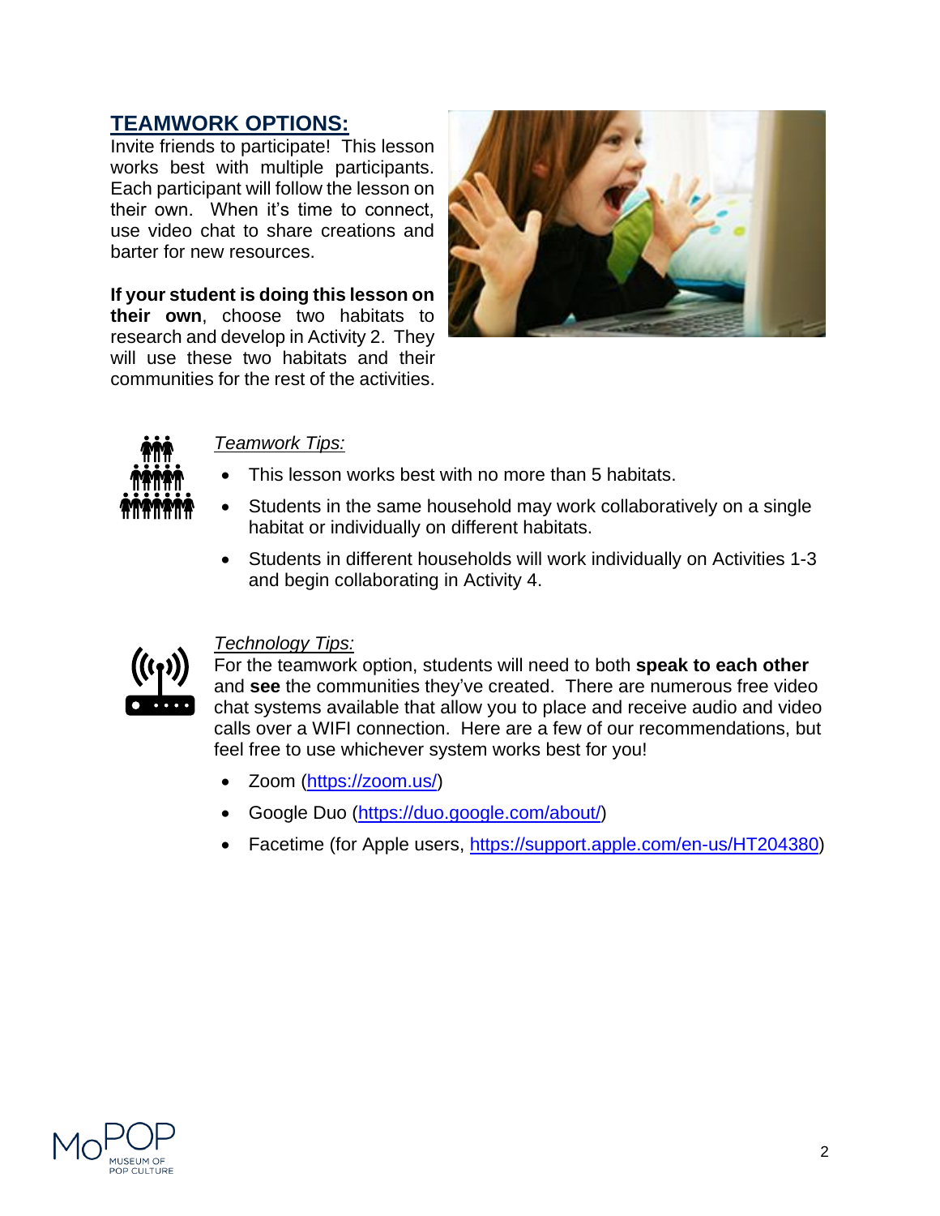## TEAMWORK OPTIONS:

Invite friends to participate! This lesson works best with multiple participants. Each participant will follow the lesson on their own. When it's time to connect, use video chat to share creations and barter for new resources.

**If your student is doing this lesson on their own**, choose two habitats to research and develop in Activity 2. They will use these two habitats and their communities for the rest of the activities.

*Teamwork Tips:*

- This lesson works best with no more than 5 habitats.
- Students in the same household may work collaboratively on a single habitat or individually on different habitats.
- Students in different households will work individually on Activities 1-3 and begin collaborating in Activity 4.

*Technology Tips:*

For the teamwork option, students will need to both **speak to each other** and **see** the communities they've created. There are numerous free video chat systems available that allow you to place and receive audio and video calls over a WIFI connection. Here are a few of our recommendations, but feel free to use whichever system works best for you!

- Zoom (https://zoom.us/)
- Google Duo (https://duo.google.com/about/)
- Facetime (for Apple users, https://support.apple.com/en-us/HT204380)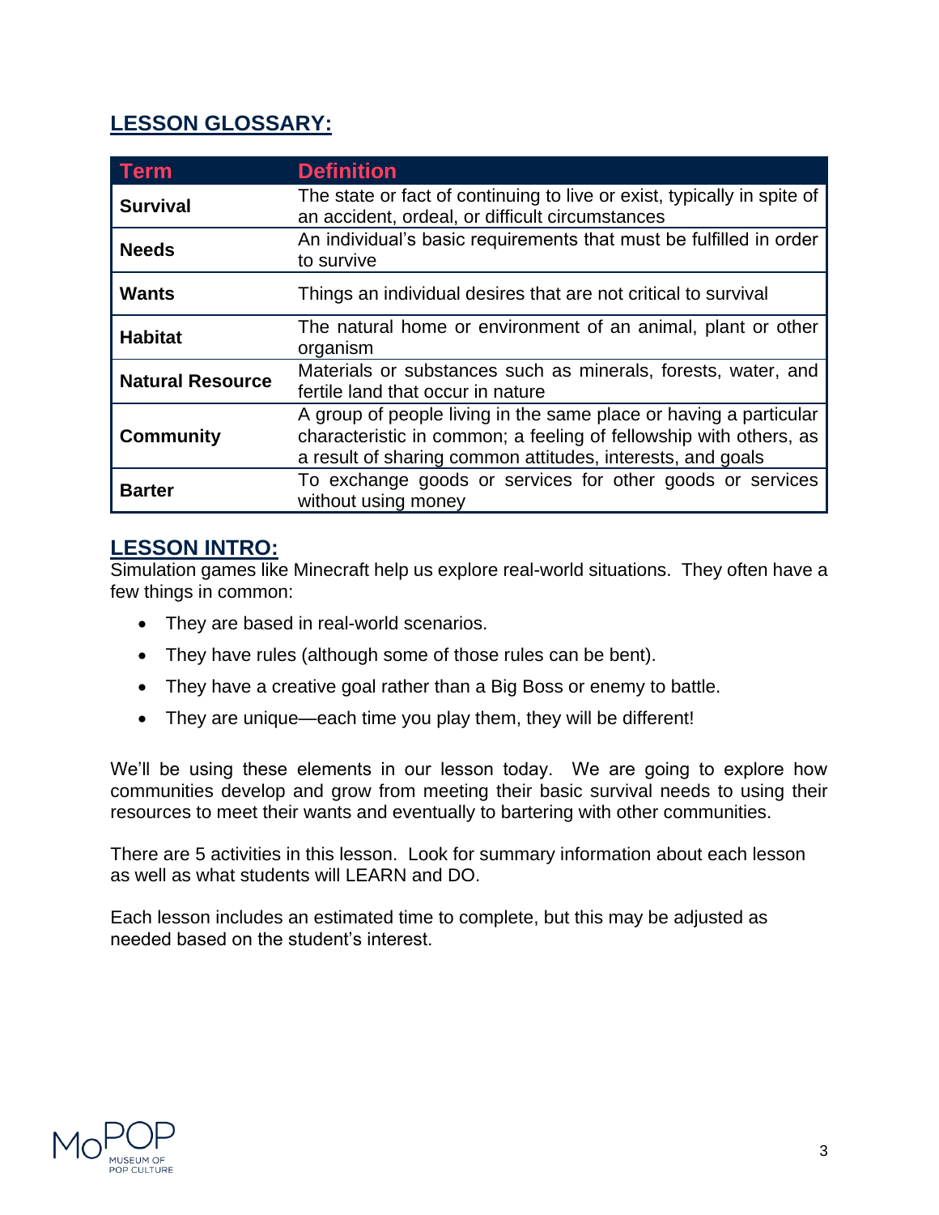## LESSON GLOSSARY:

| Term | Definition |
|---|---|
| **Survival** | The state or fact of continuing to live or exist, typically in spite of an accident, ordeal, or difficult circumstances |
| **Needs** | An individual's basic requirements that must be fulfilled in order to survive |
| **Wants** | Things an individual desires that are not critical to survival |
| **Habitat** | The natural home or environment of an animal, plant or other organism |
| **Natural Resource** | Materials or substances such as minerals, forests, water, and fertile land that occur in nature |
| **Community** | A group of people living in the same place or having a particular characteristic in common; a feeling of fellowship with others, as a result of sharing common attitudes, interests, and goals |
| **Barter** | To exchange goods or services for other goods or services without using money |

## LESSON INTRO:

Simulation games like Minecraft help us explore real-world situations. They often have a few things in common:

- They are based in real-world scenarios.
- They have rules (although some of those rules can be bent).
- They have a creative goal rather than a Big Boss or enemy to battle.
- They are unique—each time you play them, they will be different!

We'll be using these elements in our lesson today. We are going to explore how communities develop and grow from meeting their basic survival needs to using their resources to meet their wants and eventually to bartering with other communities.

There are 5 activities in this lesson. Look for summary information about each lesson as well as what students will LEARN and DO.

Each lesson includes an estimated time to complete, but this may be adjusted as needed based on the student's interest.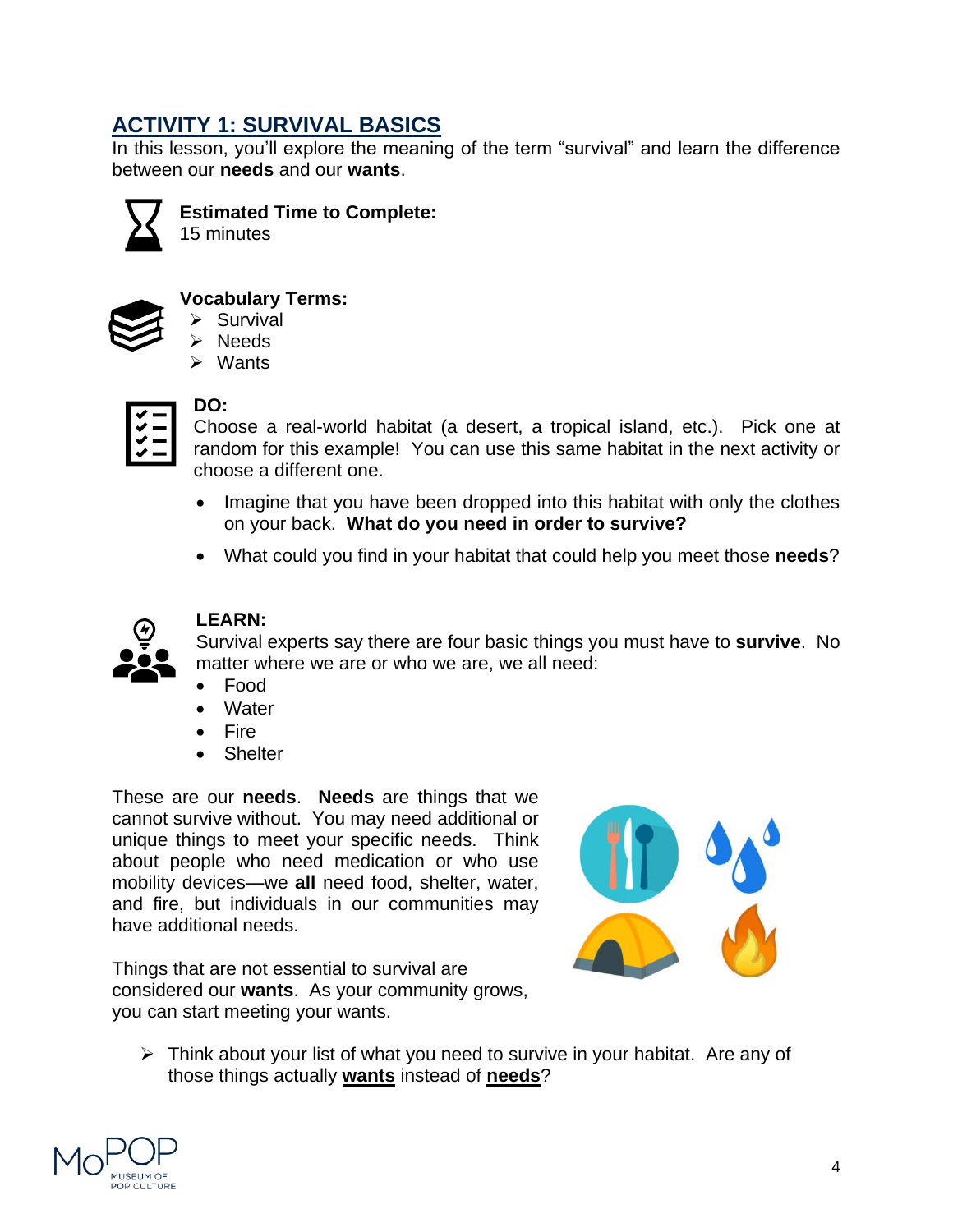## ACTIVITY 1: SURVIVAL BASICS

In this lesson, you'll explore the meaning of the term "survival" and learn the difference between our **needs** and our **wants**.

**Estimated Time to Complete:**
15 minutes

**Vocabulary Terms:**

- Survival
- Needs
- Wants

**DO:**
Choose a real-world habitat (a desert, a tropical island, etc.). Pick one at random for this example! You can use this same habitat in the next activity or choose a different one.

- Imagine that you have been dropped into this habitat with only the clothes on your back. **What do you need in order to survive?**
- What could you find in your habitat that could help you meet those **needs**?

**LEARN:**
Survival experts say there are four basic things you must have to **survive**. No matter where we are or who we are, we all need:

- Food
- Water
- Fire
- Shelter

These are our **needs**. **Needs** are things that we cannot survive without. You may need additional or unique things to meet your specific needs. Think about people who need medication or who use mobility devices—we **all** need food, shelter, water, and fire, but individuals in our communities may have additional needs.

Things that are not essential to survival are considered our **wants**. As your community grows, you can start meeting your wants.

- Think about your list of what you need to survive in your habitat. Are any of those things actually **wants** instead of **needs**?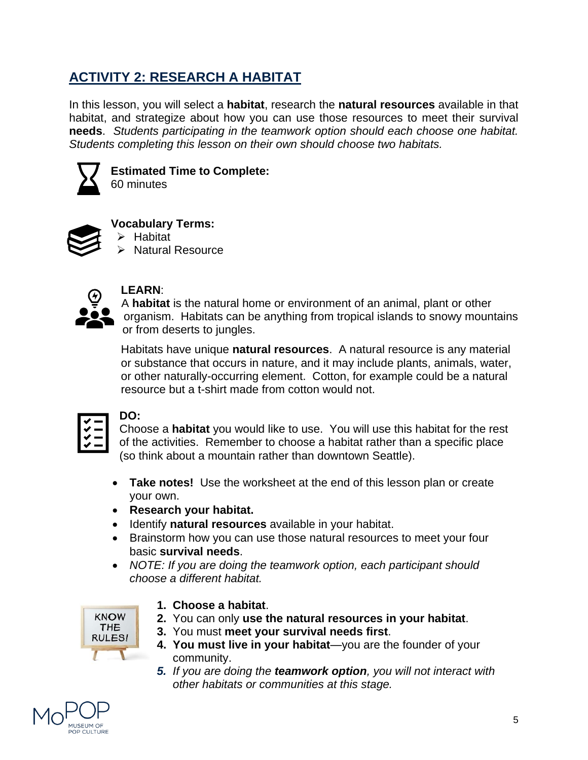## ACTIVITY 2: RESEARCH A HABITAT

In this lesson, you will select a **habitat**, research the **natural resources** available in that habitat, and strategize about how you can use those resources to meet their survival **needs**. *Students participating in the teamwork option should each choose one habitat. Students completing this lesson on their own should choose two habitats.*

**Estimated Time to Complete:**
60 minutes

**Vocabulary Terms:**

- Habitat
- Natural Resource

**LEARN**:
A **habitat** is the natural home or environment of an animal, plant or other organism. Habitats can be anything from tropical islands to snowy mountains or from deserts to jungles.

Habitats have unique **natural resources**. A natural resource is any material or substance that occurs in nature, and it may include plants, animals, water, or other naturally-occurring element. Cotton, for example could be a natural resource but a t-shirt made from cotton would not.

**DO:**
Choose a **habitat** you would like to use. You will use this habitat for the rest of the activities. Remember to choose a habitat rather than a specific place (so think about a mountain rather than downtown Seattle).

- **Take notes!** Use the worksheet at the end of this lesson plan or create your own.
- **Research your habitat.**
- Identify **natural resources** available in your habitat.
- Brainstorm how you can use those natural resources to meet your four basic **survival needs**.
- *NOTE: If you are doing the teamwork option, each participant should choose a different habitat.*

KNOW THE RULES!

1. **Choose a habitat**.
2. You can only **use the natural resources in your habitat**.
3. You must **meet your survival needs first**.
4. **You must live in your habitat**—you are the founder of your community.
5. *If you are doing the **teamwork option**, you will not interact with other habitats or communities at this stage.*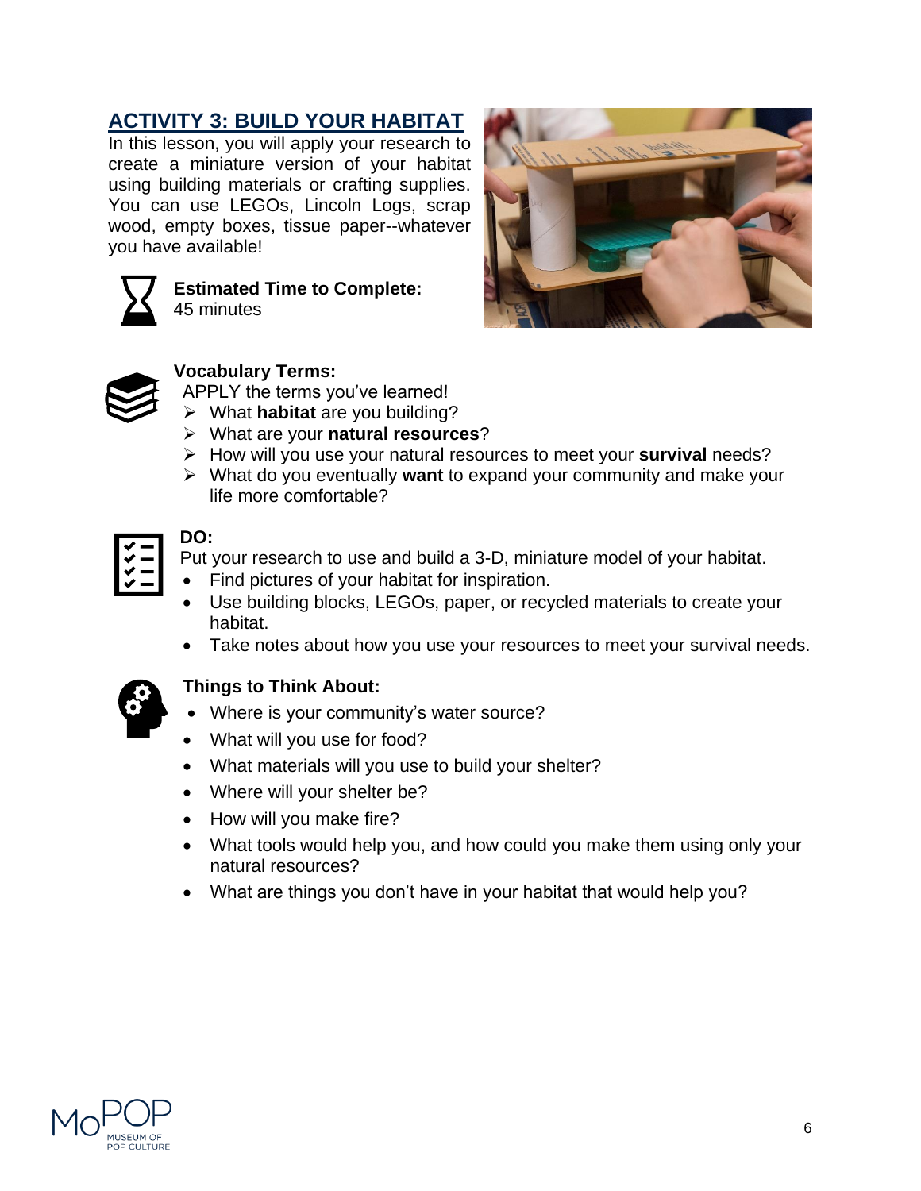## ACTIVITY 3: BUILD YOUR HABITAT

In this lesson, you will apply your research to create a miniature version of your habitat using building materials or crafting supplies. You can use LEGOs, Lincoln Logs, scrap wood, empty boxes, tissue paper--whatever you have available!

**Estimated Time to Complete:**
45 minutes

**Vocabulary Terms:**

APPLY the terms you've learned!

- What **habitat** are you building?
- What are your **natural resources**?
- How will you use your natural resources to meet your **survival** needs?
- What do you eventually **want** to expand your community and make your life more comfortable?

**DO:**

Put your research to use and build a 3-D, miniature model of your habitat.

- Find pictures of your habitat for inspiration.
- Use building blocks, LEGOs, paper, or recycled materials to create your habitat.
- Take notes about how you use your resources to meet your survival needs.

**Things to Think About:**

- Where is your community's water source?
- What will you use for food?
- What materials will you use to build your shelter?
- Where will your shelter be?
- How will you make fire?
- What tools would help you, and how could you make them using only your natural resources?
- What are things you don't have in your habitat that would help you?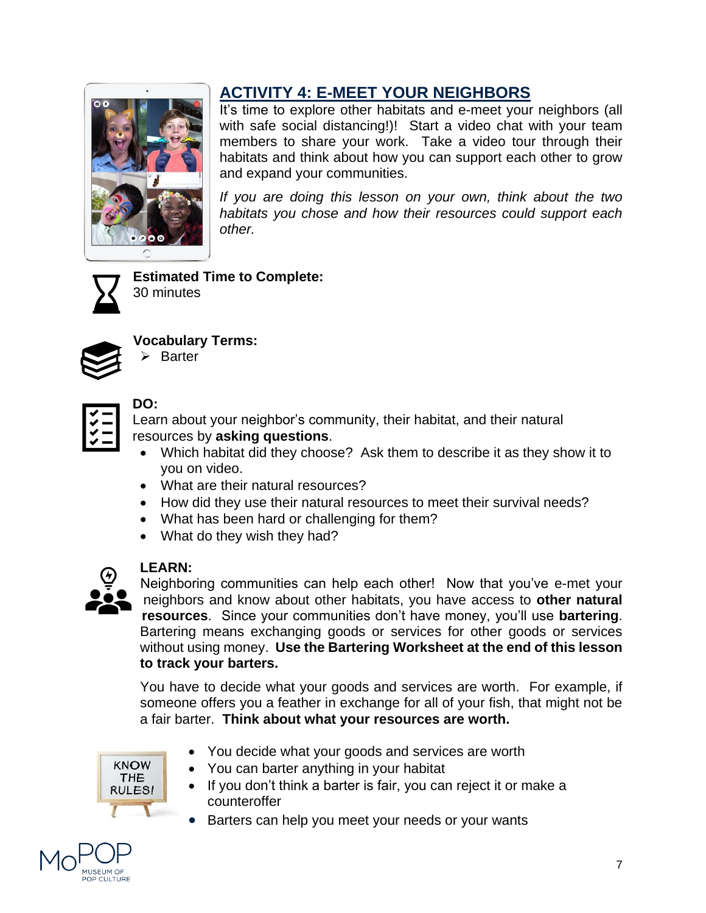## ACTIVITY 4: E-MEET YOUR NEIGHBORS

It's time to explore other habitats and e-meet your neighbors (all with safe social distancing!)! Start a video chat with your team members to share your work. Take a video tour through their habitats and think about how you can support each other to grow and expand your communities.

*If you are doing this lesson on your own, think about the two habitats you chose and how their resources could support each other.*

**Estimated Time to Complete:**
30 minutes

**Vocabulary Terms:**

- Barter

**DO:**

Learn about your neighbor's community, their habitat, and their natural resources by **asking questions**.

- Which habitat did they choose? Ask them to describe it as they show it to you on video.
- What are their natural resources?
- How did they use their natural resources to meet their survival needs?
- What has been hard or challenging for them?
- What do they wish they had?

**LEARN:**

Neighboring communities can help each other! Now that you've e-met your neighbors and know about other habitats, you have access to **other natural resources**. Since your communities don't have money, you'll use **bartering**. Bartering means exchanging goods or services for other goods or services without using money. **Use the Bartering Worksheet at the end of this lesson to track your barters.**

You have to decide what your goods and services are worth. For example, if someone offers you a feather in exchange for all of your fish, that might not be a fair barter. **Think about what your resources are worth.**

KNOW THE RULES!

- You decide what your goods and services are worth
- You can barter anything in your habitat
- If you don't think a barter is fair, you can reject it or make a counteroffer
- Barters can help you meet your needs or your wants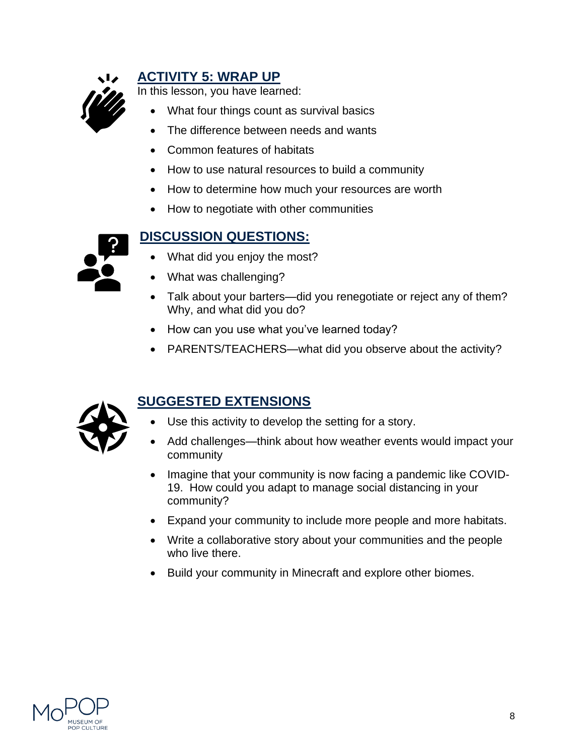## ACTIVITY 5: WRAP UP

In this lesson, you have learned:

- What four things count as survival basics
- The difference between needs and wants
- Common features of habitats
- How to use natural resources to build a community
- How to determine how much your resources are worth
- How to negotiate with other communities

## DISCUSSION QUESTIONS:

- What did you enjoy the most?
- What was challenging?
- Talk about your barters—did you renegotiate or reject any of them? Why, and what did you do?
- How can you use what you've learned today?
- PARENTS/TEACHERS—what did you observe about the activity?

## SUGGESTED EXTENSIONS

- Use this activity to develop the setting for a story.
- Add challenges—think about how weather events would impact your community
- Imagine that your community is now facing a pandemic like COVID-19. How could you adapt to manage social distancing in your community?
- Expand your community to include more people and more habitats.
- Write a collaborative story about your communities and the people who live there.
- Build your community in Minecraft and explore other biomes.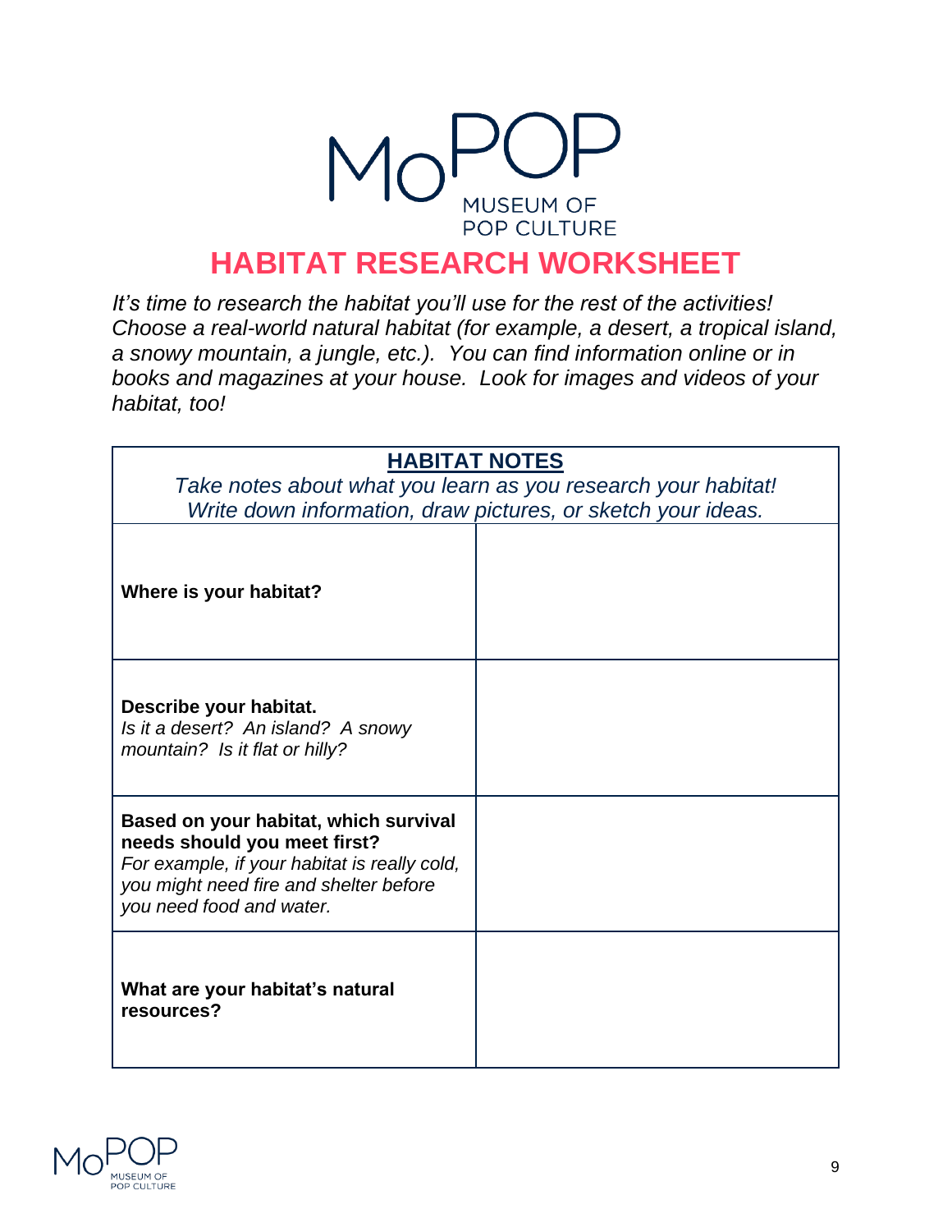# HABITAT RESEARCH WORKSHEET

*It's time to research the habitat you'll use for the rest of the activities! Choose a real-world natural habitat (for example, a desert, a tropical island, a snowy mountain, a jungle, etc.). You can find information online or in books and magazines at your house. Look for images and videos of your habitat, too!*

| **HABITAT NOTES**<br>*Take notes about what you learn as you research your habitat! Write down information, draw pictures, or sketch your ideas.* | |
|---|---|
| **Where is your habitat?** | |
| **Describe your habitat.**<br>*Is it a desert? An island? A snowy mountain? Is it flat or hilly?* | |
| **Based on your habitat, which survival needs should you meet first?**<br>*For example, if your habitat is really cold, you might need fire and shelter before you need food and water.* | |
| **What are your habitat's natural resources?** | |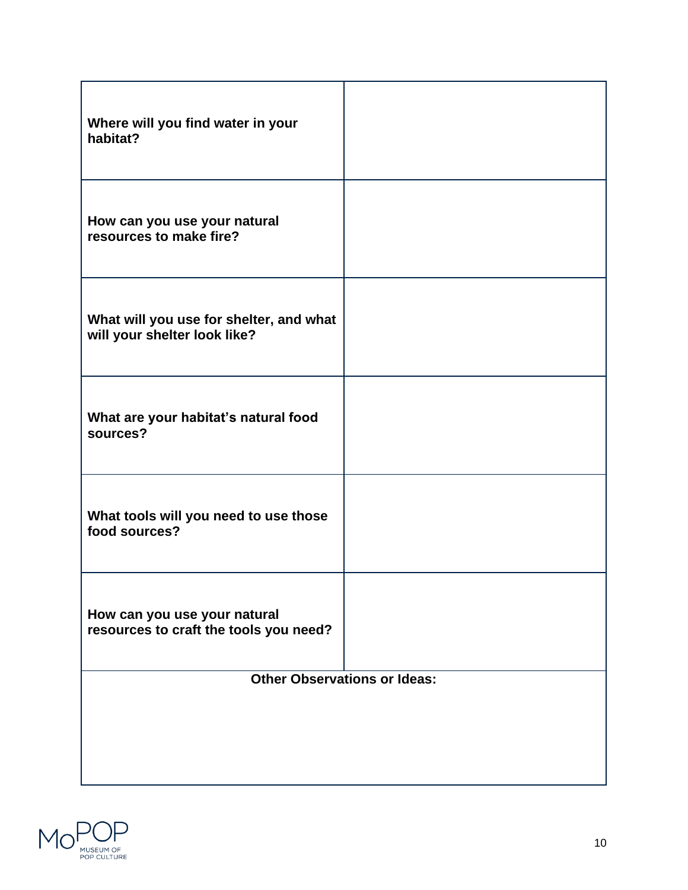| | |
|---|---|
| **Where will you find water in your habitat?** | |
| **How can you use your natural resources to make fire?** | |
| **What will you use for shelter, and what will your shelter look like?** | |
| **What are your habitat's natural food sources?** | |
| **What tools will you need to use those food sources?** | |
| **How can you use your natural resources to craft the tools you need?** | |

| **Other Observations or Ideas:** |
|---|
| |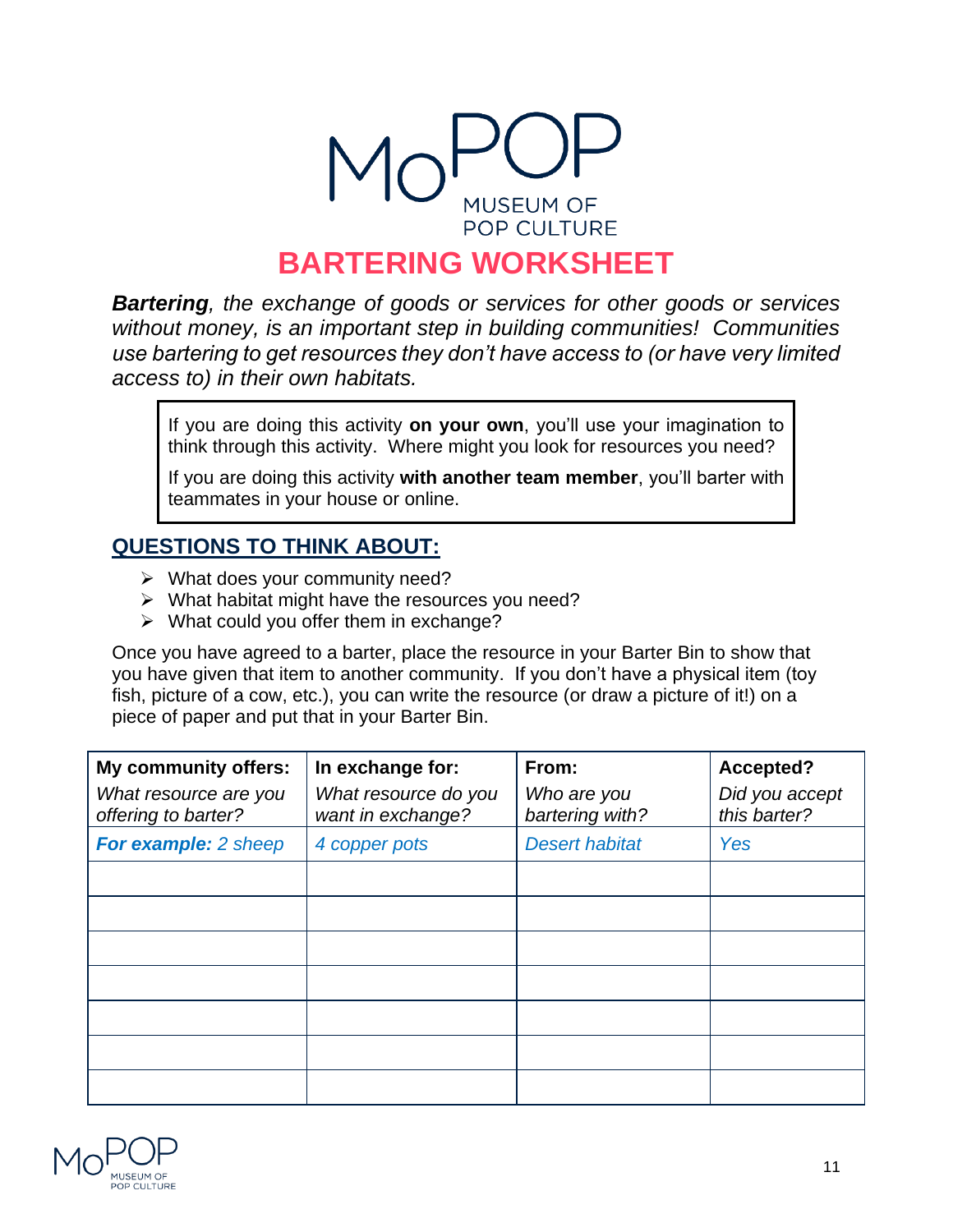MoPOP
MUSEUM OF POP CULTURE

# BARTERING WORKSHEET

***Bartering**, the exchange of goods or services for other goods or services without money, is an important step in building communities! Communities use bartering to get resources they don't have access to (or have very limited access to) in their own habitats.*

> If you are doing this activity **on your own**, you'll use your imagination to think through this activity. Where might you look for resources you need?
>
> If you are doing this activity **with another team member**, you'll barter with teammates in your house or online.

## QUESTIONS TO THINK ABOUT:

- What does your community need?
- What habitat might have the resources you need?
- What could you offer them in exchange?

Once you have agreed to a barter, place the resource in your Barter Bin to show that you have given that item to another community. If you don't have a physical item (toy fish, picture of a cow, etc.), you can write the resource (or draw a picture of it!) on a piece of paper and put that in your Barter Bin.

| **My community offers:** *What resource are you offering to barter?* | **In exchange for:** *What resource do you want in exchange?* | **From:** *Who are you bartering with?* | **Accepted?** *Did you accept this barter?* |
|---|---|---|---|
| ***For example:*** *2 sheep* | *4 copper pots* | *Desert habitat* | *Yes* |
| | | | |
| | | | |
| | | | |
| | | | |
| | | | |
| | | | |
| | | | |